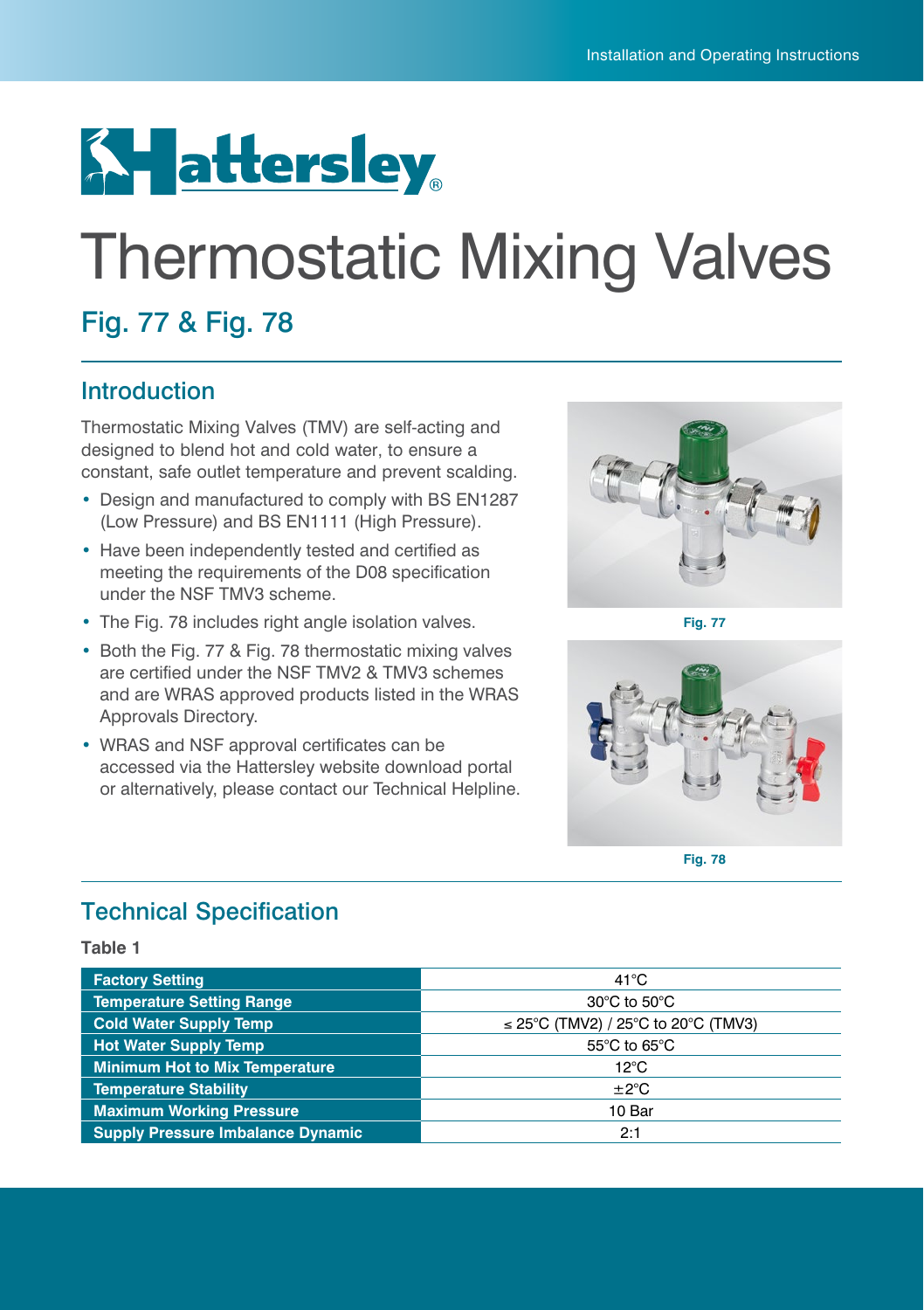Hattersley®

# Thermostatic Mixing Valves

## Fig. 77 & Fig. 78

## Introduction

Thermostatic Mixing Valves (TMV) are self-acting and designed to blend hot and cold water, to ensure a constant, safe outlet temperature and prevent scalding.

- Design and manufactured to comply with BS EN1287 (Low Pressure) and BS EN1111 (High Pressure).
- Have been independently tested and certified as meeting the requirements of the D08 specification under the NSF TMV3 scheme.
- The Fig. 78 includes right angle isolation valves.
- Both the Fig. 77 & Fig. 78 thermostatic mixing valves are certified under the NSF TMV2 & TMV3 schemes and are WRAS approved products listed in the WRAS Approvals Directory.
- WRAS and NSF approval certificates can be accessed via the Hattersley website download portal or alternatively, please contact our Technical Helpline.

Fig. 77

Fig. 78

## Technical Specification

**Table 1**

| Parameter | Value |
|---|---|
| **Factory Setting** | 41°C |
| **Temperature Setting Range** | 30°C to 50°C |
| **Cold Water Supply Temp** | ≤ 25°C (TMV2) / 25°C to 20°C (TMV3) |
| **Hot Water Supply Temp** | 55°C to 65°C |
| **Minimum Hot to Mix Temperature** | 12°C |
| **Temperature Stability** | ±2°C |
| **Maximum Working Pressure** | 10 Bar |
| **Supply Pressure Imbalance Dynamic** | 2:1 |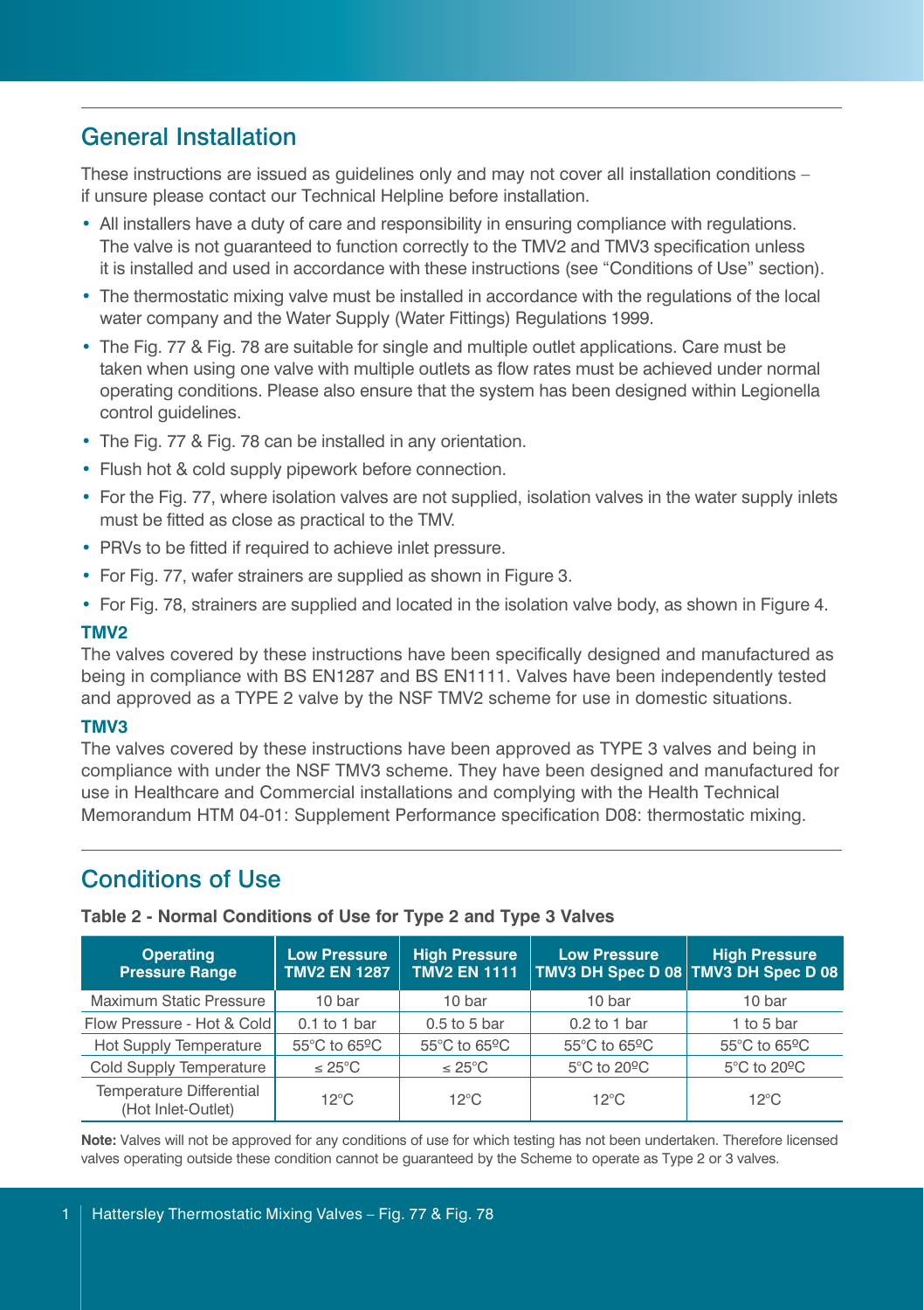## General Installation

These instructions are issued as guidelines only and may not cover all installation conditions – if unsure please contact our Technical Helpline before installation.

- All installers have a duty of care and responsibility in ensuring compliance with regulations. The valve is not guaranteed to function correctly to the TMV2 and TMV3 specification unless it is installed and used in accordance with these instructions (see "Conditions of Use" section).
- The thermostatic mixing valve must be installed in accordance with the regulations of the local water company and the Water Supply (Water Fittings) Regulations 1999.
- The Fig. 77 & Fig. 78 are suitable for single and multiple outlet applications. Care must be taken when using one valve with multiple outlets as flow rates must be achieved under normal operating conditions. Please also ensure that the system has been designed within Legionella control guidelines.
- The Fig. 77 & Fig. 78 can be installed in any orientation.
- Flush hot & cold supply pipework before connection.
- For the Fig. 77, where isolation valves are not supplied, isolation valves in the water supply inlets must be fitted as close as practical to the TMV.
- PRVs to be fitted if required to achieve inlet pressure.
- For Fig. 77, wafer strainers are supplied as shown in Figure 3.
- For Fig. 78, strainers are supplied and located in the isolation valve body, as shown in Figure 4.

**TMV2**

The valves covered by these instructions have been specifically designed and manufactured as being in compliance with BS EN1287 and BS EN1111. Valves have been independently tested and approved as a TYPE 2 valve by the NSF TMV2 scheme for use in domestic situations.

**TMV3**

The valves covered by these instructions have been approved as TYPE 3 valves and being in compliance with under the NSF TMV3 scheme. They have been designed and manufactured for use in Healthcare and Commercial installations and complying with the Health Technical Memorandum HTM 04-01: Supplement Performance specification D08: thermostatic mixing.

## Conditions of Use

**Table 2 - Normal Conditions of Use for Type 2 and Type 3 Valves**

| Operating Pressure Range | Low Pressure TMV2 EN 1287 | High Pressure TMV2 EN 1111 | Low Pressure TMV3 DH Spec D 08 | High Pressure TMV3 DH Spec D 08 |
|---|---|---|---|---|
| Maximum Static Pressure | 10 bar | 10 bar | 10 bar | 10 bar |
| Flow Pressure - Hot & Cold | 0.1 to 1 bar | 0.5 to 5 bar | 0.2 to 1 bar | 1 to 5 bar |
| Hot Supply Temperature | 55°C to 65ºC | 55°C to 65ºC | 55°C to 65ºC | 55°C to 65ºC |
| Cold Supply Temperature | ≤ 25°C | ≤ 25°C | 5°C to 20ºC | 5°C to 20ºC |
| Temperature Differential (Hot Inlet-Outlet) | 12°C | 12°C | 12°C | 12°C |

**Note:** Valves will not be approved for any conditions of use for which testing has not been undertaken. Therefore licensed valves operating outside these condition cannot be guaranteed by the Scheme to operate as Type 2 or 3 valves.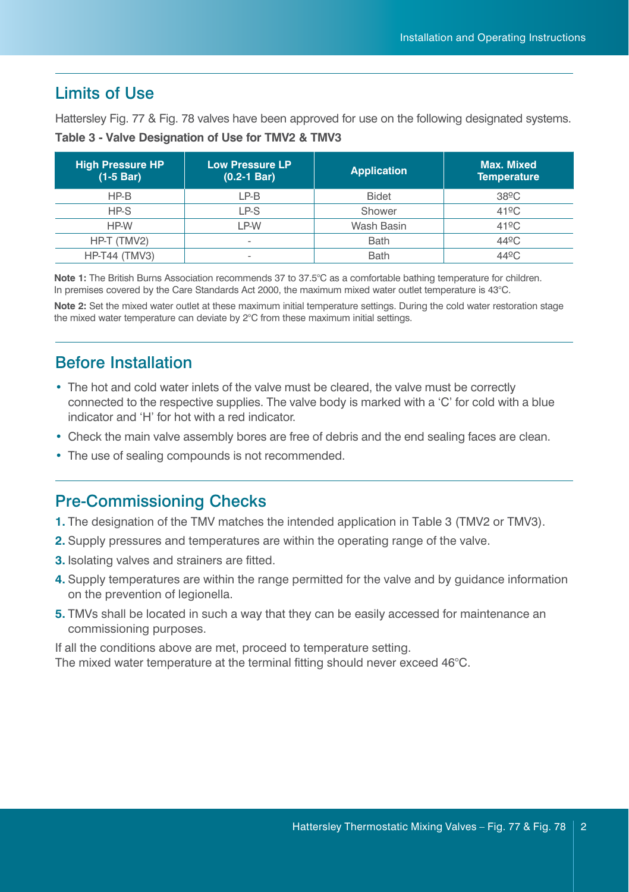## Limits of Use

Hattersley Fig. 77 & Fig. 78 valves have been approved for use on the following designated systems.

**Table 3 - Valve Designation of Use for TMV2 & TMV3**

| High Pressure HP (1-5 Bar) | Low Pressure LP (0.2-1 Bar) | Application | Max. Mixed Temperature |
|---|---|---|---|
| HP-B | LP-B | Bidet | 38ºC |
| HP-S | LP-S | Shower | 41ºC |
| HP-W | LP-W | Wash Basin | 41ºC |
| HP-T (TMV2) | - | Bath | 44ºC |
| HP-T44 (TMV3) | - | Bath | 44ºC |

**Note 1:** The British Burns Association recommends 37 to 37.5°C as a comfortable bathing temperature for children. In premises covered by the Care Standards Act 2000, the maximum mixed water outlet temperature is 43°C.

**Note 2:** Set the mixed water outlet at these maximum initial temperature settings. During the cold water restoration stage the mixed water temperature can deviate by 2°C from these maximum initial settings.

## Before Installation

- The hot and cold water inlets of the valve must be cleared, the valve must be correctly connected to the respective supplies. The valve body is marked with a 'C' for cold with a blue indicator and 'H' for hot with a red indicator.
- Check the main valve assembly bores are free of debris and the end sealing faces are clean.
- The use of sealing compounds is not recommended.

## Pre-Commissioning Checks

1. The designation of the TMV matches the intended application in Table 3 (TMV2 or TMV3).
2. Supply pressures and temperatures are within the operating range of the valve.
3. Isolating valves and strainers are fitted.
4. Supply temperatures are within the range permitted for the valve and by guidance information on the prevention of legionella.
5. TMVs shall be located in such a way that they can be easily accessed for maintenance an commissioning purposes.

If all the conditions above are met, proceed to temperature setting.
The mixed water temperature at the terminal fitting should never exceed 46°C.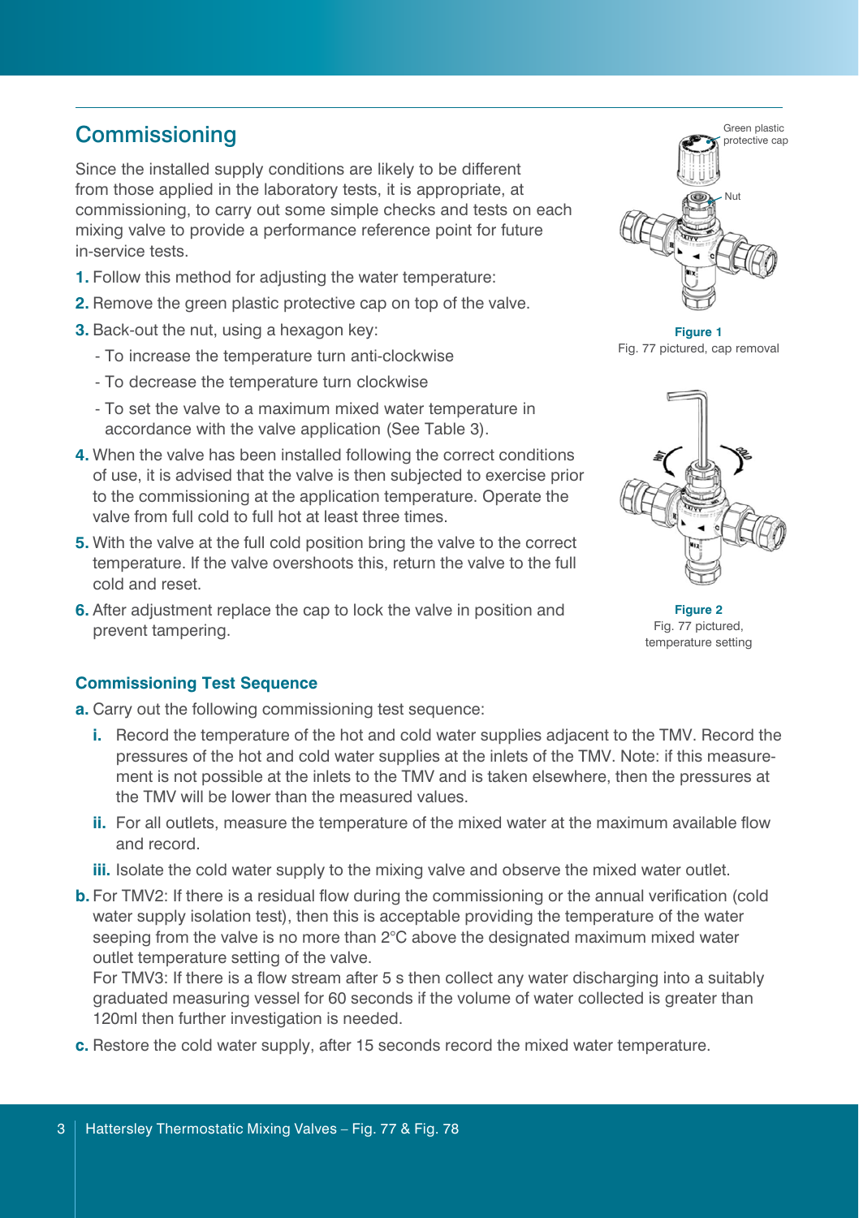## Commissioning

Since the installed supply conditions are likely to be different from those applied in the laboratory tests, it is appropriate, at commissioning, to carry out some simple checks and tests on each mixing valve to provide a performance reference point for future in-service tests.

1. Follow this method for adjusting the water temperature:
2. Remove the green plastic protective cap on top of the valve.
3. Back-out the nut, using a hexagon key:
   - To increase the temperature turn anti-clockwise
   - To decrease the temperature turn clockwise
   - To set the valve to a maximum mixed water temperature in accordance with the valve application (See Table 3).
4. When the valve has been installed following the correct conditions of use, it is advised that the valve is then subjected to exercise prior to the commissioning at the application temperature. Operate the valve from full cold to full hot at least three times.
5. With the valve at the full cold position bring the valve to the correct temperature. If the valve overshoots this, return the valve to the full cold and reset.
6. After adjustment replace the cap to lock the valve in position and prevent tampering.

Green plastic protective cap

Nut

**Figure 1**
Fig. 77 pictured, cap removal

**Figure 2**
Fig. 77 pictured, temperature setting

### Commissioning Test Sequence

**a.** Carry out the following commissioning test sequence:

- **i.** Record the temperature of the hot and cold water supplies adjacent to the TMV. Record the pressures of the hot and cold water supplies at the inlets of the TMV. Note: if this measurement is not possible at the inlets to the TMV and is taken elsewhere, then the pressures at the TMV will be lower than the measured values.
- **ii.** For all outlets, measure the temperature of the mixed water at the maximum available flow and record.
- **iii.** Isolate the cold water supply to the mixing valve and observe the mixed water outlet.

**b.** For TMV2: If there is a residual flow during the commissioning or the annual verification (cold water supply isolation test), then this is acceptable providing the temperature of the water seeping from the valve is no more than 2°C above the designated maximum mixed water outlet temperature setting of the valve.
For TMV3: If there is a flow stream after 5 s then collect any water discharging into a suitably graduated measuring vessel for 60 seconds if the volume of water collected is greater than 120ml then further investigation is needed.

**c.** Restore the cold water supply, after 15 seconds record the mixed water temperature.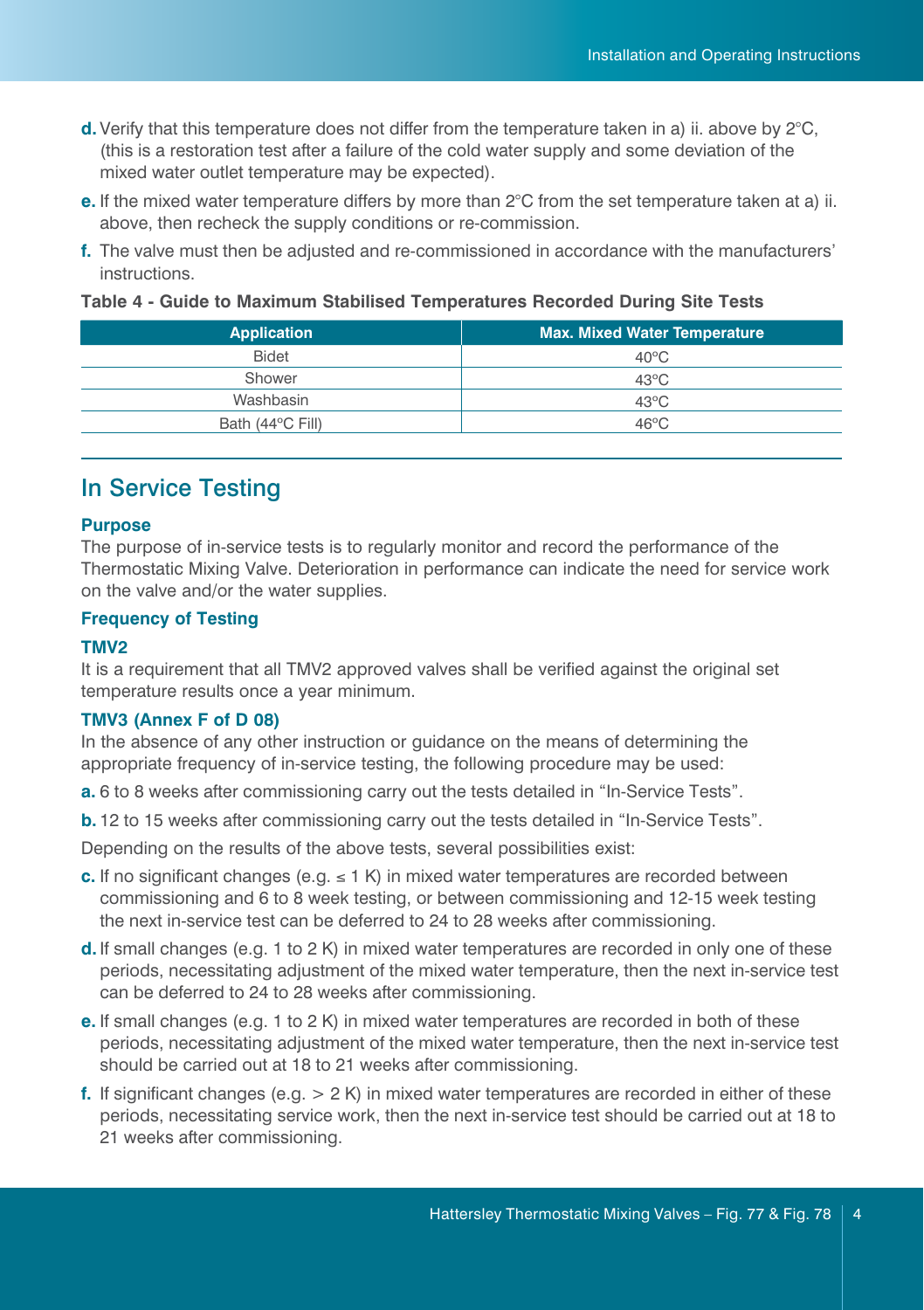**d.** Verify that this temperature does not differ from the temperature taken in a) ii. above by 2°C, (this is a restoration test after a failure of the cold water supply and some deviation of the mixed water outlet temperature may be expected).

**e.** If the mixed water temperature differs by more than 2°C from the set temperature taken at a) ii. above, then recheck the supply conditions or re-commission.

**f.** The valve must then be adjusted and re-commissioned in accordance with the manufacturers' instructions.

**Table 4 - Guide to Maximum Stabilised Temperatures Recorded During Site Tests**

| Application | Max. Mixed Water Temperature |
|---|---|
| Bidet | 40°C |
| Shower | 43°C |
| Washbasin | 43°C |
| Bath (44°C Fill) | 46°C |

## In Service Testing

### Purpose

The purpose of in-service tests is to regularly monitor and record the performance of the Thermostatic Mixing Valve. Deterioration in performance can indicate the need for service work on the valve and/or the water supplies.

### Frequency of Testing

#### TMV2

It is a requirement that all TMV2 approved valves shall be verified against the original set temperature results once a year minimum.

#### TMV3 (Annex F of D 08)

In the absence of any other instruction or guidance on the means of determining the appropriate frequency of in-service testing, the following procedure may be used:

**a.** 6 to 8 weeks after commissioning carry out the tests detailed in "In-Service Tests".

**b.** 12 to 15 weeks after commissioning carry out the tests detailed in "In-Service Tests".

Depending on the results of the above tests, several possibilities exist:

**c.** If no significant changes (e.g. ≤ 1 K) in mixed water temperatures are recorded between commissioning and 6 to 8 week testing, or between commissioning and 12-15 week testing the next in-service test can be deferred to 24 to 28 weeks after commissioning.

**d.** If small changes (e.g. 1 to 2 K) in mixed water temperatures are recorded in only one of these periods, necessitating adjustment of the mixed water temperature, then the next in-service test can be deferred to 24 to 28 weeks after commissioning.

**e.** If small changes (e.g. 1 to 2 K) in mixed water temperatures are recorded in both of these periods, necessitating adjustment of the mixed water temperature, then the next in-service test should be carried out at 18 to 21 weeks after commissioning.

**f.** If significant changes (e.g. > 2 K) in mixed water temperatures are recorded in either of these periods, necessitating service work, then the next in-service test should be carried out at 18 to 21 weeks after commissioning.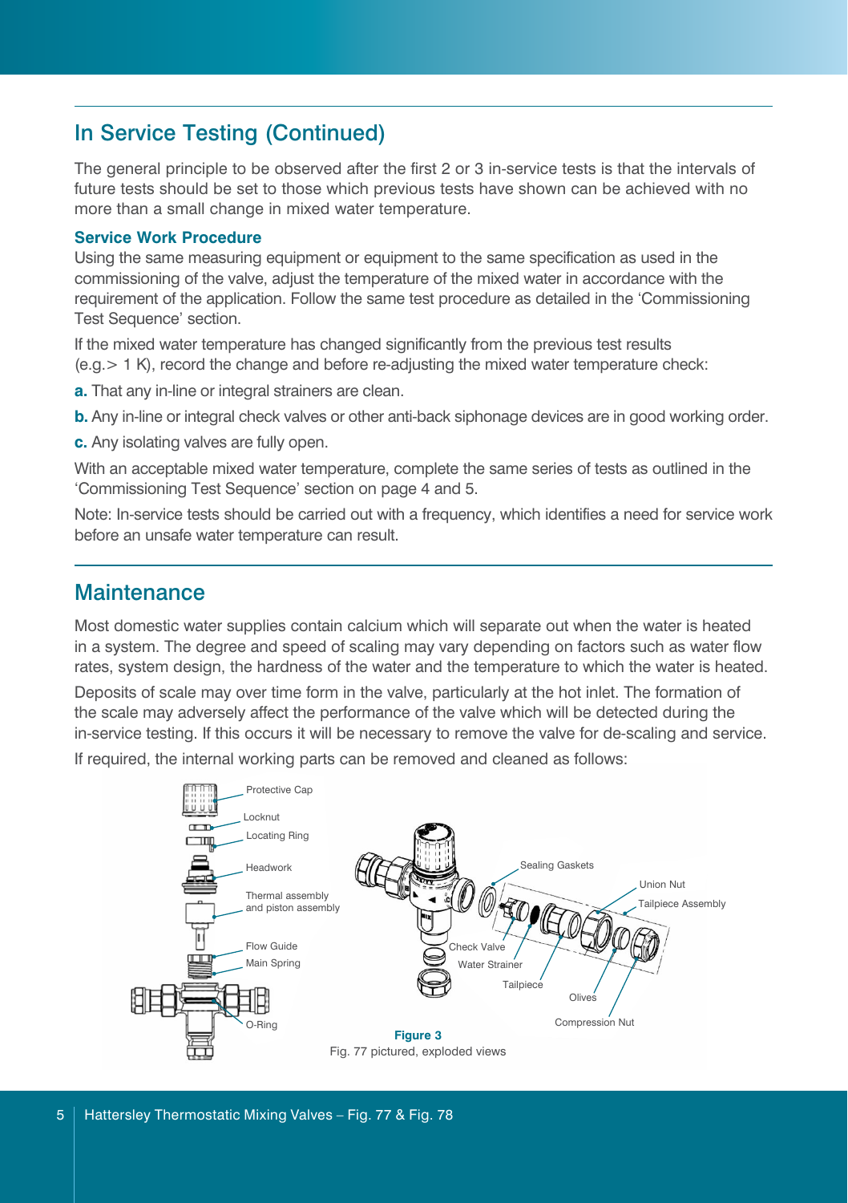## In Service Testing (Continued)

The general principle to be observed after the first 2 or 3 in-service tests is that the intervals of future tests should be set to those which previous tests have shown can be achieved with no more than a small change in mixed water temperature.

### Service Work Procedure

Using the same measuring equipment or equipment to the same specification as used in the commissioning of the valve, adjust the temperature of the mixed water in accordance with the requirement of the application. Follow the same test procedure as detailed in the 'Commissioning Test Sequence' section.

If the mixed water temperature has changed significantly from the previous test results (e.g.> 1 K), record the change and before re-adjusting the mixed water temperature check:

**a.** That any in-line or integral strainers are clean.

**b.** Any in-line or integral check valves or other anti-back siphonage devices are in good working order.

**c.** Any isolating valves are fully open.

With an acceptable mixed water temperature, complete the same series of tests as outlined in the 'Commissioning Test Sequence' section on page 4 and 5.

Note: In-service tests should be carried out with a frequency, which identifies a need for service work before an unsafe water temperature can result.

## Maintenance

Most domestic water supplies contain calcium which will separate out when the water is heated in a system. The degree and speed of scaling may vary depending on factors such as water flow rates, system design, the hardness of the water and the temperature to which the water is heated.

Deposits of scale may over time form in the valve, particularly at the hot inlet. The formation of the scale may adversely affect the performance of the valve which will be detected during the in-service testing. If this occurs it will be necessary to remove the valve for de-scaling and service.

If required, the internal working parts can be removed and cleaned as follows:

Protective Cap
Locknut
Locating Ring
Headwork
Thermal assembly and piston assembly
Flow Guide
Main Spring
O-Ring

Sealing Gaskets
Union Nut
Tailpiece Assembly
Check Valve
Water Strainer
Tailpiece
Olives
Compression Nut

**Figure 3**
Fig. 77 pictured, exploded views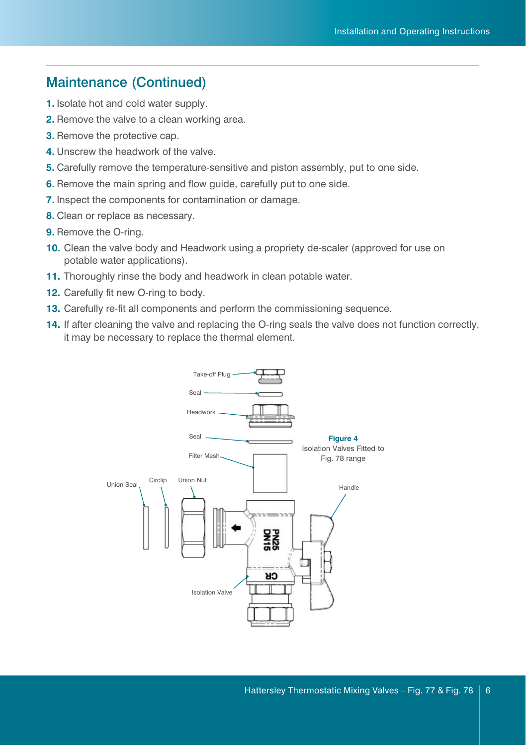## Maintenance (Continued)

1. Isolate hot and cold water supply.
2. Remove the valve to a clean working area.
3. Remove the protective cap.
4. Unscrew the headwork of the valve.
5. Carefully remove the temperature-sensitive and piston assembly, put to one side.
6. Remove the main spring and flow guide, carefully put to one side.
7. Inspect the components for contamination or damage.
8. Clean or replace as necessary.
9. Remove the O-ring.
10. Clean the valve body and Headwork using a propriety de-scaler (approved for use on potable water applications).
11. Thoroughly rinse the body and headwork in clean potable water.
12. Carefully fit new O-ring to body.
13. Carefully re-fit all components and perform the commissioning sequence.
14. If after cleaning the valve and replacing the O-ring seals the valve does not function correctly, it may be necessary to replace the thermal element.

Take-off Plug

Seal

Headwork

Seal

Filter Mesh

Union Seal

Circlip

Union Nut

Handle

Isolation Valve

**Figure 4**
Isolation Valves Fitted to Fig. 78 range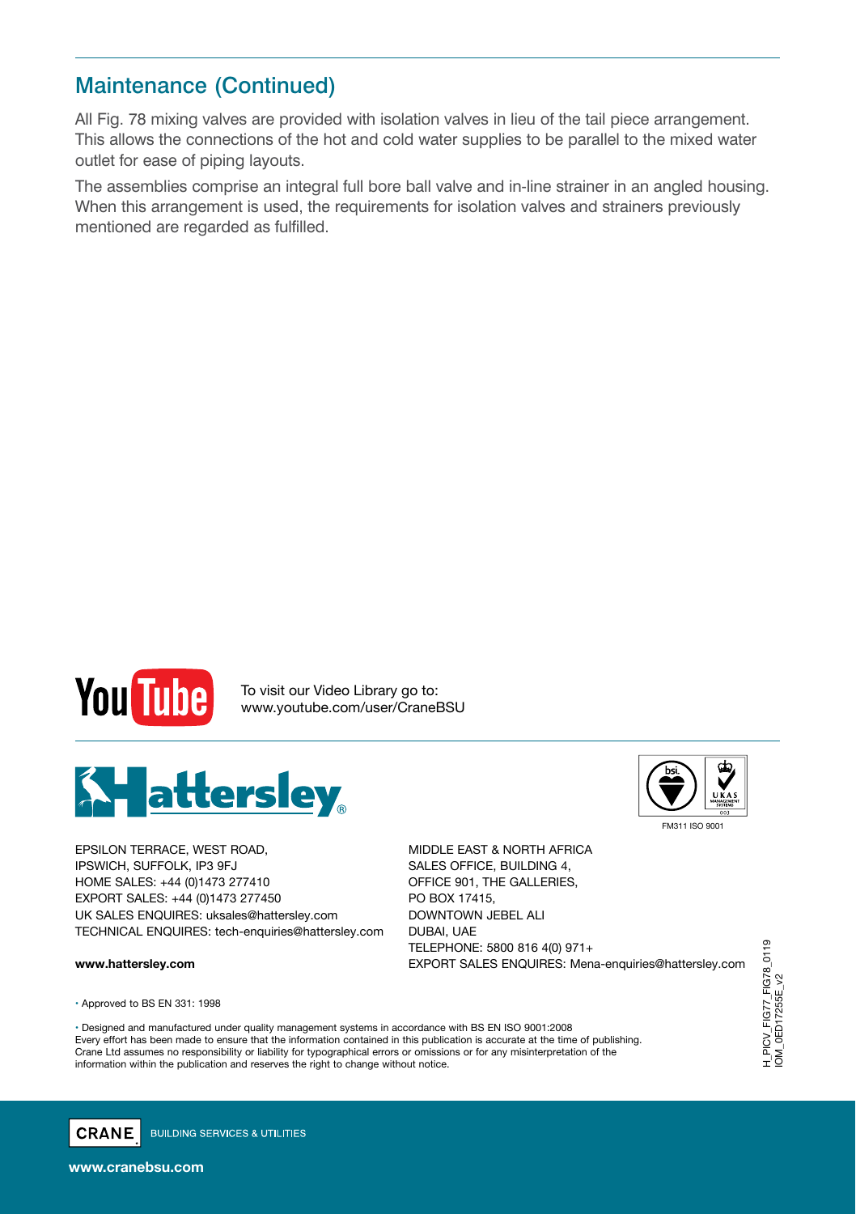## Maintenance (Continued)

All Fig. 78 mixing valves are provided with isolation valves in lieu of the tail piece arrangement. This allows the connections of the hot and cold water supplies to be parallel to the mixed water outlet for ease of piping layouts.

The assemblies comprise an integral full bore ball valve and in-line strainer in an angled housing. When this arrangement is used, the requirements for isolation valves and strainers previously mentioned are regarded as fulfilled.

To visit our Video Library go to:
www.youtube.com/user/CraneBSU

FM311 ISO 9001

EPSILON TERRACE, WEST ROAD,
IPSWICH, SUFFOLK, IP3 9FJ
HOME SALES: +44 (0)1473 277410
EXPORT SALES: +44 (0)1473 277450
UK SALES ENQUIRES: uksales@hattersley.com
TECHNICAL ENQUIRES: tech-enquiries@hattersley.com

**www.hattersley.com**

MIDDLE EAST & NORTH AFRICA
SALES OFFICE, BUILDING 4,
OFFICE 901, THE GALLERIES,
PO BOX 17415,
DOWNTOWN JEBEL ALI
DUBAI, UAE
TELEPHONE: 5800 816 4(0) 971+
EXPORT SALES ENQUIRES: Mena-enquiries@hattersley.com

H_PICV_FIG77_FIG78_0119
IOM_0ED17255E_v2

• Approved to BS EN 331: 1998

• Designed and manufactured under quality management systems in accordance with BS EN ISO 9001:2008
Every effort has been made to ensure that the information contained in this publication is accurate at the time of publishing. Crane Ltd assumes no responsibility or liability for typographical errors or omissions or for any misinterpretation of the information within the publication and reserves the right to change without notice.

CRANE BUILDING SERVICES & UTILITIES

**www.cranebsu.com**